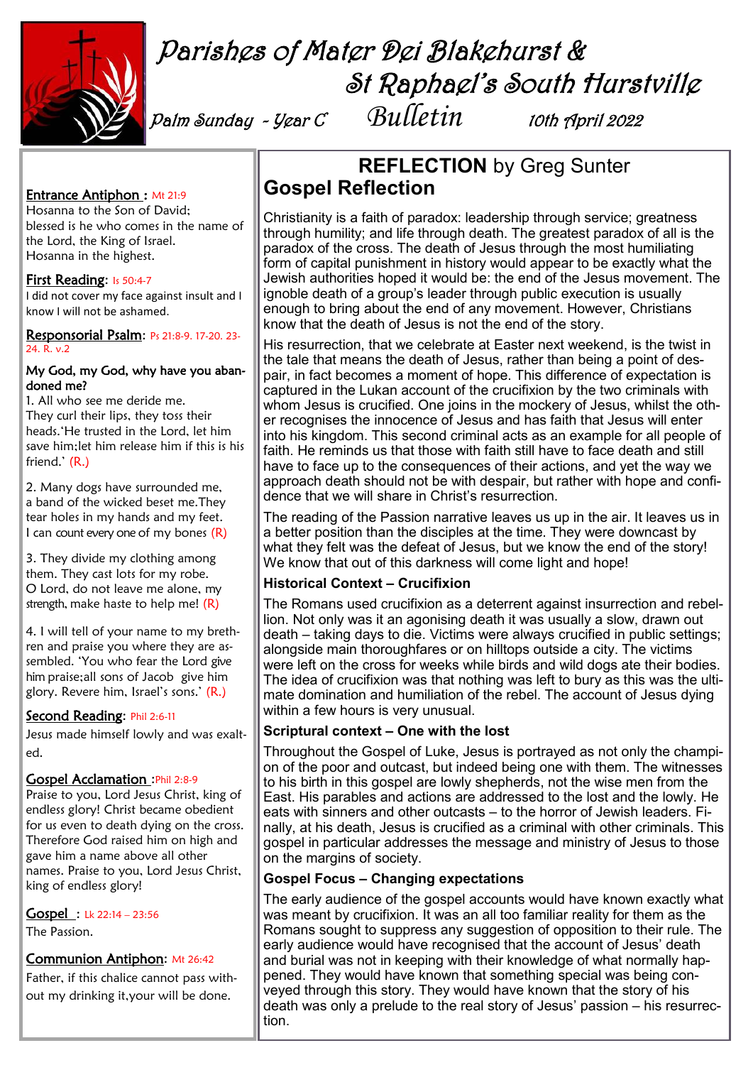# Parishes of Mater Dei Blakehurst & St Raphael's South Hurstville

Palm Sunday - Year C Bulletin 10th April 2022

**Entrance Antiphon :** Mt 21:9

Hosanna to the Son of David;
blessed is he who comes in the name of the Lord, the King of Israel.
Hosanna in the highest.

**First Reading**: Is 50:4-7

I did not cover my face against insult and I know I will not be ashamed.

**Responsorial Psalm**: Ps 21:8-9. 17-20. 23-24. R. v.2

**My God, my God, why have you abandoned me?**

1. All who see me deride me.
They curl their lips, they toss their heads.'He trusted in the Lord, let him save him;let him release him if this is his friend.' (R.)

2. Many dogs have surrounded me,
a band of the wicked beset me.They tear holes in my hands and my feet.
I can count every one of my bones (R)

3. They divide my clothing among them. They cast lots for my robe.
O Lord, do not leave me alone, my strength, make haste to help me! (R)

4. I will tell of your name to my brethren and praise you where they are assembled. 'You who fear the Lord give him praise;all sons of Jacob give him glory. Revere him, Israel's sons.' (R.)

**Second Reading**: Phil 2:6-11

Jesus made himself lowly and was exalted.

**Gospel Acclamation :** Phil 2:8-9

Praise to you, Lord Jesus Christ, king of endless glory! Christ became obedient for us even to death dying on the cross. Therefore God raised him on high and gave him a name above all other names. Praise to you, Lord Jesus Christ, king of endless glory!

**Gospel :** Lk 22:14 – 23:56

The Passion.

**Communion Antiphon**: Mt 26:42

Father, if this chalice cannot pass without my drinking it,your will be done.

## REFLECTION by Greg Sunter

## Gospel Reflection

Christianity is a faith of paradox: leadership through service; greatness through humility; and life through death. The greatest paradox of all is the paradox of the cross. The death of Jesus through the most humiliating form of capital punishment in history would appear to be exactly what the Jewish authorities hoped it would be: the end of the Jesus movement. The ignoble death of a group's leader through public execution is usually enough to bring about the end of any movement. However, Christians know that the death of Jesus is not the end of the story.

His resurrection, that we celebrate at Easter next weekend, is the twist in the tale that means the death of Jesus, rather than being a point of despair, in fact becomes a moment of hope. This difference of expectation is captured in the Lukan account of the crucifixion by the two criminals with whom Jesus is crucified. One joins in the mockery of Jesus, whilst the other recognises the innocence of Jesus and has faith that Jesus will enter into his kingdom. This second criminal acts as an example for all people of faith. He reminds us that those with faith still have to face death and still have to face up to the consequences of their actions, and yet the way we approach death should not be with despair, but rather with hope and confidence that we will share in Christ's resurrection.

The reading of the Passion narrative leaves us up in the air. It leaves us in a better position than the disciples at the time. They were downcast by what they felt was the defeat of Jesus, but we know the end of the story! We know that out of this darkness will come light and hope!

### Historical Context – Crucifixion

The Romans used crucifixion as a deterrent against insurrection and rebellion. Not only was it an agonising death it was usually a slow, drawn out death – taking days to die. Victims were always crucified in public settings; alongside main thoroughfares or on hilltops outside a city. The victims were left on the cross for weeks while birds and wild dogs ate their bodies. The idea of crucifixion was that nothing was left to bury as this was the ultimate domination and humiliation of the rebel. The account of Jesus dying within a few hours is very unusual.

### Scriptural context – One with the lost

Throughout the Gospel of Luke, Jesus is portrayed as not only the champion of the poor and outcast, but indeed being one with them. The witnesses to his birth in this gospel are lowly shepherds, not the wise men from the East. His parables and actions are addressed to the lost and the lowly. He eats with sinners and other outcasts – to the horror of Jewish leaders. Finally, at his death, Jesus is crucified as a criminal with other criminals. This gospel in particular addresses the message and ministry of Jesus to those on the margins of society.

### Gospel Focus – Changing expectations

The early audience of the gospel accounts would have known exactly what was meant by crucifixion. It was an all too familiar reality for them as the Romans sought to suppress any suggestion of opposition to their rule. The early audience would have recognised that the account of Jesus' death and burial was not in keeping with their knowledge of what normally happened. They would have known that something special was being conveyed through this story. They would have known that the story of his death was only a prelude to the real story of Jesus' passion – his resurrection.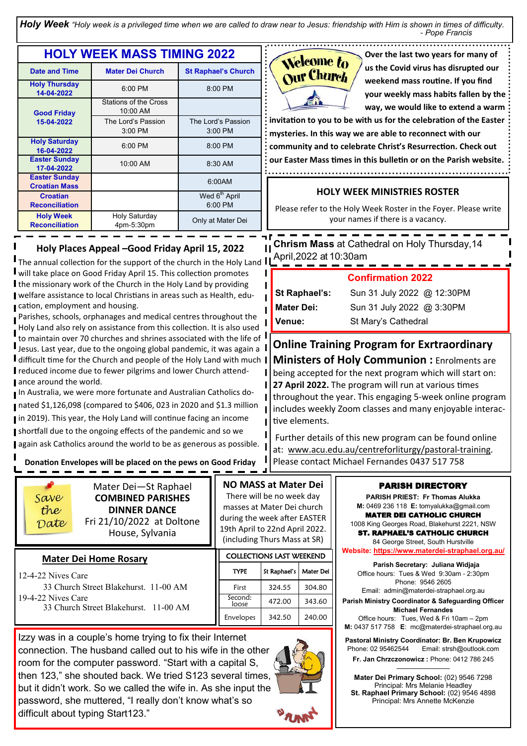***Holy Week*** *"Holy week is a privileged time when we are called to draw near to Jesus: friendship with Him is shown in times of difficulty.*
*- Pope Francis*

## HOLY WEEK MASS TIMING 2022

| Date and Time | Mater Dei Church | St Raphael's Church |
|---|---|---|
| Holy Thursday 14-04-2022 | 6:00 PM | 8:00 PM |
| Good Friday 15-04-2022 | Stations of the Cross 10:00 AM | |
| | The Lord's Passion 3:00 PM | The Lord's Passion 3:00 PM |
| Holy Saturday 16-04-2022 | 6:00 PM | 8:00 PM |
| Easter Sunday 17-04-2022 | 10:00 AM | 8:30 AM |
| Easter Sunday Croatian Mass | | 6:00AM |
| Croatian Reconciliation | | Wed 6th April 6:00 PM |
| Holy Week Reconciliation | Holy Saturday 4pm-5:30pm | Only at Mater Dei |

**Welcome to Our Church**

**Over the last two years for many of us the Covid virus has disrupted our weekend mass routine. If you find your weekly mass habits fallen by the way, we would like to extend a warm invitation to you to be with us for the celebration of the Easter mysteries. In this way we are able to reconnect with our community and to celebrate Christ's Resurrection. Check out our Easter Mass times in this bulletin or on the Parish website.**

### HOLY WEEK MINISTRIES ROSTER

Please refer to the Holy Week Roster in the Foyer. Please write your names if there is a vacancy.

### Holy Places Appeal –Good Friday April 15, 2022

The annual collection for the support of the church in the Holy Land will take place on Good Friday April 15. This collection promotes the missionary work of the Church in the Holy Land by providing welfare assistance to local Christians in areas such as Health, education, employment and housing.

Parishes, schools, orphanages and medical centres throughout the Holy Land also rely on assistance from this collection. It is also used to maintain over 70 churches and shrines associated with the life of Jesus. Last year, due to the ongoing global pandemic, it was again a difficult time for the Church and people of the Holy Land with much reduced income due to fewer pilgrims and lower Church attendance around the world.

In Australia, we were more fortunate and Australian Catholics donated $1,126,098 (compared to $406, 023 in 2020 and $1.3 million in 2019). This year, the Holy Land will continue facing an income shortfall due to the ongoing effects of the pandemic and so we again ask Catholics around the world to be as generous as possible.

**Donation Envelopes will be placed on the pews on Good Friday**

**Chrism Mass** at Cathedral on Holy Thursday,14 April,2022 at 10:30am

### Confirmation 2022

| | |
|---|---|
| **St Raphael's:** | Sun 31 July 2022 @ 12:30PM |
| **Mater Dei:** | Sun 31 July 2022 @ 3:30PM |
| **Venue:** | St Mary's Cathedral |

### Online Training Program for Exrtraordinary Ministers of Holy Communion :

Enrolments are being accepted for the next program which will start on: **27 April 2022.** The program will run at various times throughout the year. This engaging 5-week online program includes weekly Zoom classes and many enjoyable interactive elements.

Further details of this new program can be found online at: www.acu.edu.au/centreforliturgy/pastoral-training. Please contact Michael Fernandes 0437 517 758

*Save the Date*

Mater Dei—St Raphael
**COMBINED PARISHES**
**DINNER DANCE**
Fri 21/10/2022 at Doltone House, Sylvania

### NO MASS at Mater Dei

There will be no week day masses at Mater Dei church during the week after EASTER 19th April to 22nd April 2022. (including Thurs Mass at SR)

### Mater Dei Home Rosary

12-4-22 Nives Care
33 Church Street Blakehurst. 11-00 AM
19-4-22 Nives Care
33 Church Street Blakehurst. 11-00 AM

| COLLECTIONS LAST WEEKEND | | |
|---|---|---|
| TYPE | St Raphael's | Mater Dei |
| First | 324.55 | 304.80 |
| Second: loose | 472.00 | 343.60 |
| Envelopes | 342.50 | 240.00 |

Izzy was in a couple's home trying to fix their Internet connection. The husband called out to his wife in the other room for the computer password. "Start with a capital S, then 123," she shouted back. We tried S123 several times, but it didn't work. So we called the wife in. As she input the password, she muttered, "I really don't know what's so difficult about typing Start123."

### PARISH DIRECTORY

**PARISH PRIEST: Fr Thomas Alukka**
**M:** 0469 236 118 **E:** tomyalukka@gmail.com
**MATER DEI CATHOLIC CHURCH**
1008 King Georges Road, Blakehurst 2221, NSW
**ST. RAPHAEL'S CATHOLIC CHURCH**
84 George Street, South Hurstville
**Website: https://www.materdei-straphael.org.au/**

**Parish Secretary: Juliana Widjaja**
Office hours: Tues & Wed 9:30am - 2:30pm
Phone: 9546 2605
Email: admin@materdei-straphael.org.au

**Parish Ministry Coordinator & Safeguarding Officer**
**Michael Fernandes**
Office hours: Tues, Wed & Fri 10am – 2pm
**M:** 0437 517 758 **E:** mc@materdei-straphael.org.au

**Pastoral Ministry Coordinator: Br. Ben Krupowicz**
Phone: 02 95462544 Email: strsh@outlook.com
**Fr. Jan Chrzczonowicz :** Phone: 0412 786 245

**Mater Dei Primary School:** (02) 9546 7298
Principal: Mrs Melanie Headley
**St. Raphael Primary School:** (02) 9546 4898
Principal: Mrs Annette McKenzie